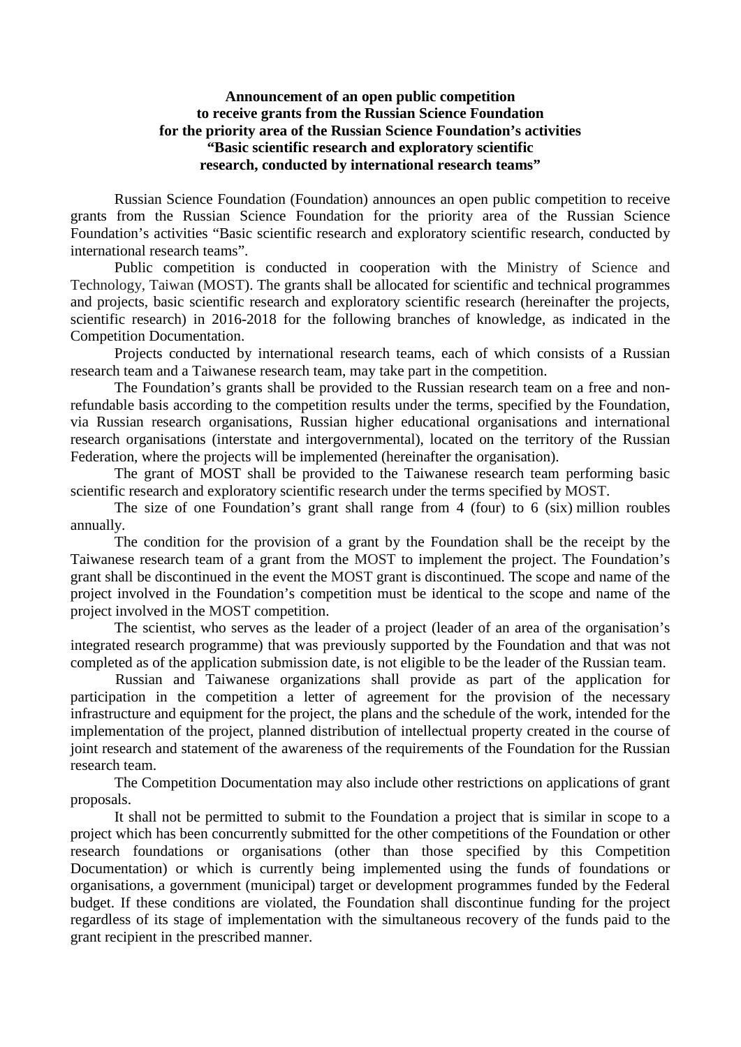**Announcement of an open public competition to receive grants from the Russian Science Foundation for the priority area of the Russian Science Foundation's activities "Basic scientific research and exploratory scientific research, conducted by international research teams"**

Russian Science Foundation (Foundation) announces an open public competition to receive grants from the Russian Science Foundation for the priority area of the Russian Science Foundation's activities "Basic scientific research and exploratory scientific research, conducted by international research teams".

Public competition is conducted in cooperation with the Ministry of Science and Technology, Taiwan (MOST). The grants shall be allocated for scientific and technical programmes and projects, basic scientific research and exploratory scientific research (hereinafter the projects, scientific research) in 2016-2018 for the following branches of knowledge, as indicated in the Competition Documentation.

Projects conducted by international research teams, each of which consists of a Russian research team and a Taiwanese research team, may take part in the competition.

The Foundation's grants shall be provided to the Russian research team on a free and non-refundable basis according to the competition results under the terms, specified by the Foundation, via Russian research organisations, Russian higher educational organisations and international research organisations (interstate and intergovernmental), located on the territory of the Russian Federation, where the projects will be implemented (hereinafter the organisation).

The grant of MOST shall be provided to the Taiwanese research team performing basic scientific research and exploratory scientific research under the terms specified by MOST.

The size of one Foundation's grant shall range from 4 (four) to 6 (six) million roubles annually.

The condition for the provision of a grant by the Foundation shall be the receipt by the Taiwanese research team of a grant from the MOST to implement the project. The Foundation's grant shall be discontinued in the event the MOST grant is discontinued. The scope and name of the project involved in the Foundation's competition must be identical to the scope and name of the project involved in the MOST competition.

The scientist, who serves as the leader of a project (leader of an area of the organisation's integrated research programme) that was previously supported by the Foundation and that was not completed as of the application submission date, is not eligible to be the leader of the Russian team.

Russian and Taiwanese organizations shall provide as part of the application for participation in the competition a letter of agreement for the provision of the necessary infrastructure and equipment for the project, the plans and the schedule of the work, intended for the implementation of the project, planned distribution of intellectual property created in the course of joint research and statement of the awareness of the requirements of the Foundation for the Russian research team.

The Competition Documentation may also include other restrictions on applications of grant proposals.

It shall not be permitted to submit to the Foundation a project that is similar in scope to a project which has been concurrently submitted for the other competitions of the Foundation or other research foundations or organisations (other than those specified by this Competition Documentation) or which is currently being implemented using the funds of foundations or organisations, a government (municipal) target or development programmes funded by the Federal budget. If these conditions are violated, the Foundation shall discontinue funding for the project regardless of its stage of implementation with the simultaneous recovery of the funds paid to the grant recipient in the prescribed manner.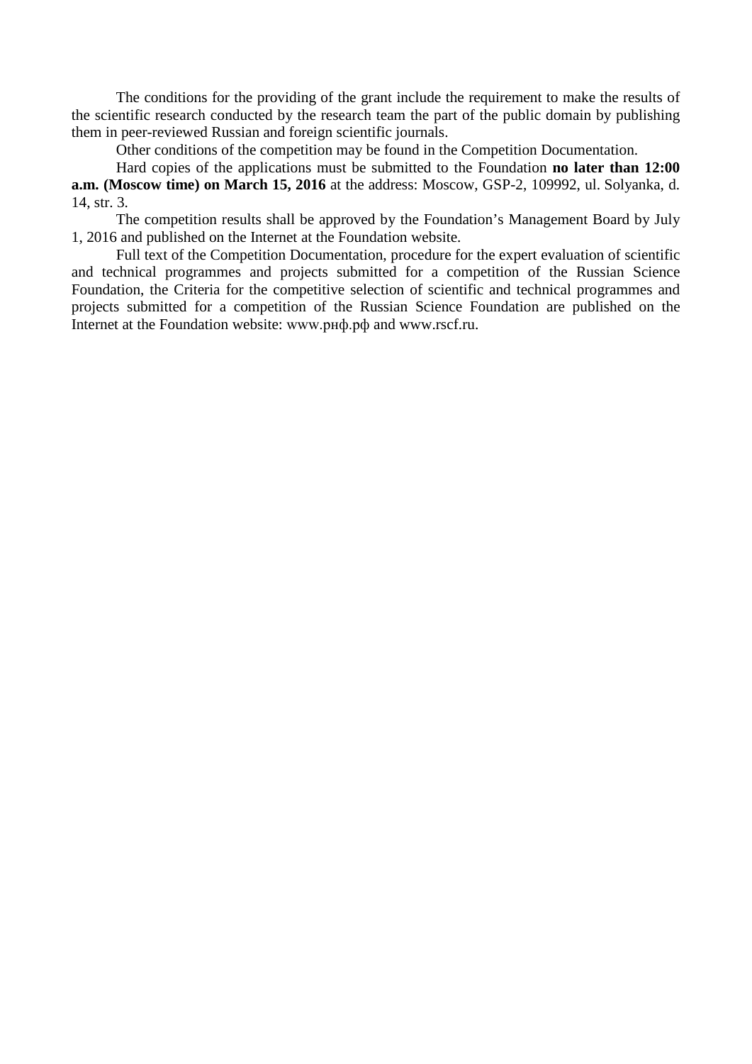The conditions for the providing of the grant include the requirement to make the results of the scientific research conducted by the research team the part of the public domain by publishing them in peer-reviewed Russian and foreign scientific journals.

Other conditions of the competition may be found in the Competition Documentation.

Hard copies of the applications must be submitted to the Foundation **no later than 12:00 a.m. (Moscow time) on March 15, 2016** at the address: Moscow, GSP-2, 109992, ul. Solyanka, d. 14, str. 3.

The competition results shall be approved by the Foundation's Management Board by July 1, 2016 and published on the Internet at the Foundation website.

Full text of the Competition Documentation, procedure for the expert evaluation of scientific and technical programmes and projects submitted for a competition of the Russian Science Foundation, the Criteria for the competitive selection of scientific and technical programmes and projects submitted for a competition of the Russian Science Foundation are published on the Internet at the Foundation website: www.рнф.рф and www.rscf.ru.